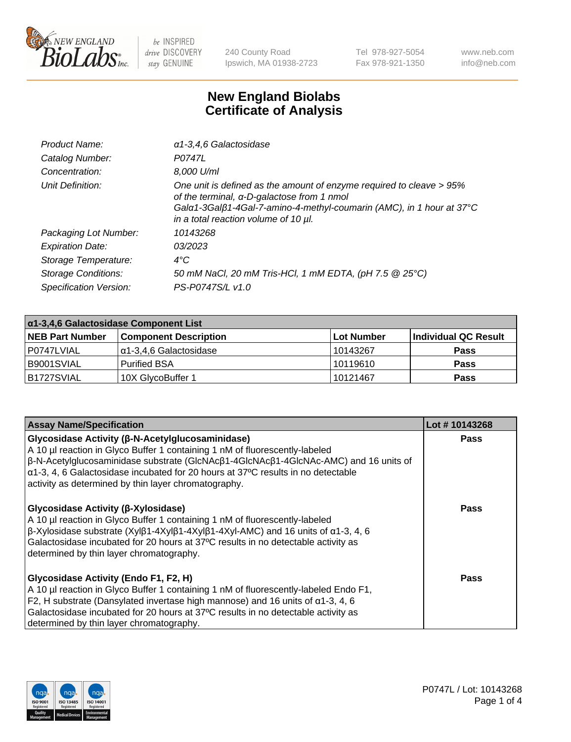# New England Biolabs Certificate of Analysis

| | |
|---|---|
| *Product Name:* | *α1-3,4,6 Galactosidase* |
| *Catalog Number:* | *P0747L* |
| *Concentration:* | *8,000 U/ml* |
| *Unit Definition:* | *One unit is defined as the amount of enzyme required to cleave > 95% of the terminal, α-D-galactose from 1 nmol Galα1-3Galβ1-4Gal-7-amino-4-methyl-coumarin (AMC), in 1 hour at 37°C in a total reaction volume of 10 µl.* |
| *Packaging Lot Number:* | *10143268* |
| *Expiration Date:* | *03/2023* |
| *Storage Temperature:* | *4°C* |
| *Storage Conditions:* | *50 mM NaCl, 20 mM Tris-HCl, 1 mM EDTA, (pH 7.5 @ 25°C)* |
| *Specification Version:* | *PS-P0747S/L v1.0* |

| α1-3,4,6 Galactosidase Component List | | | |
|---|---|---|---|
| **NEB Part Number** | **Component Description** | **Lot Number** | **Individual QC Result** |
| P0747LVIAL | α1-3,4,6 Galactosidase | 10143267 | **Pass** |
| B9001SVIAL | Purified BSA | 10119610 | **Pass** |
| B1727SVIAL | 10X GlycoBuffer 1 | 10121467 | **Pass** |

| Assay Name/Specification | Lot # 10143268 |
|---|---|
| **Glycosidase Activity (β-N-Acetylglucosaminidase)** A 10 µl reaction in Glyco Buffer 1 containing 1 nM of fluorescently-labeled β-N-Acetylglucosaminidase substrate (GlcNAcβ1-4GlcNAcβ1-4GlcNAc-AMC) and 16 units of α1-3, 4, 6 Galactosidase incubated for 20 hours at 37ºC results in no detectable activity as determined by thin layer chromatography. | **Pass** |
| **Glycosidase Activity (β-Xylosidase)** A 10 µl reaction in Glyco Buffer 1 containing 1 nM of fluorescently-labeled β-Xylosidase substrate (Xylβ1-4Xylβ1-4Xylβ1-4Xyl-AMC) and 16 units of α1-3, 4, 6 Galactosidase incubated for 20 hours at 37ºC results in no detectable activity as determined by thin layer chromatography. | **Pass** |
| **Glycosidase Activity (Endo F1, F2, H)** A 10 µl reaction in Glyco Buffer 1 containing 1 nM of fluorescently-labeled Endo F1, F2, H substrate (Dansylated invertase high mannose) and 16 units of α1-3, 4, 6 Galactosidase incubated for 20 hours at 37ºC results in no detectable activity as determined by thin layer chromatography. | **Pass** |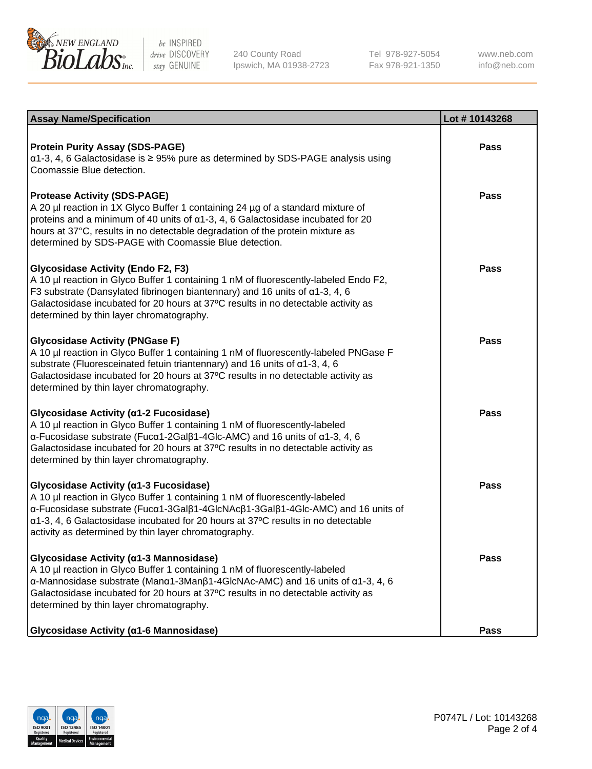| Assay Name/Specification | Lot # 10143268 |
| --- | --- |
| **Protein Purity Assay (SDS-PAGE)**<br>α1-3, 4, 6 Galactosidase is ≥ 95% pure as determined by SDS-PAGE analysis using Coomassie Blue detection. | Pass |
| **Protease Activity (SDS-PAGE)**<br>A 20 µl reaction in 1X Glyco Buffer 1 containing 24 µg of a standard mixture of proteins and a minimum of 40 units of α1-3, 4, 6 Galactosidase incubated for 20 hours at 37°C, results in no detectable degradation of the protein mixture as determined by SDS-PAGE with Coomassie Blue detection. | Pass |
| **Glycosidase Activity (Endo F2, F3)**<br>A 10 µl reaction in Glyco Buffer 1 containing 1 nM of fluorescently-labeled Endo F2, F3 substrate (Dansylated fibrinogen biantennary) and 16 units of α1-3, 4, 6 Galactosidase incubated for 20 hours at 37ºC results in no detectable activity as determined by thin layer chromatography. | Pass |
| **Glycosidase Activity (PNGase F)**<br>A 10 µl reaction in Glyco Buffer 1 containing 1 nM of fluorescently-labeled PNGase F substrate (Fluoresceinated fetuin triantennary) and 16 units of α1-3, 4, 6 Galactosidase incubated for 20 hours at 37ºC results in no detectable activity as determined by thin layer chromatography. | Pass |
| **Glycosidase Activity (α1-2 Fucosidase)**<br>A 10 µl reaction in Glyco Buffer 1 containing 1 nM of fluorescently-labeled α-Fucosidase substrate (Fucα1-2Galβ1-4Glc-AMC) and 16 units of α1-3, 4, 6 Galactosidase incubated for 20 hours at 37ºC results in no detectable activity as determined by thin layer chromatography. | Pass |
| **Glycosidase Activity (α1-3 Fucosidase)**<br>A 10 µl reaction in Glyco Buffer 1 containing 1 nM of fluorescently-labeled α-Fucosidase substrate (Fucα1-3Galβ1-4GlcNAcβ1-3Galβ1-4Glc-AMC) and 16 units of α1-3, 4, 6 Galactosidase incubated for 20 hours at 37ºC results in no detectable activity as determined by thin layer chromatography. | Pass |
| **Glycosidase Activity (α1-3 Mannosidase)**<br>A 10 µl reaction in Glyco Buffer 1 containing 1 nM of fluorescently-labeled α-Mannosidase substrate (Manα1-3Manβ1-4GlcNAc-AMC) and 16 units of α1-3, 4, 6 Galactosidase incubated for 20 hours at 37ºC results in no detectable activity as determined by thin layer chromatography. | Pass |
| **Glycosidase Activity (α1-6 Mannosidase)** | Pass |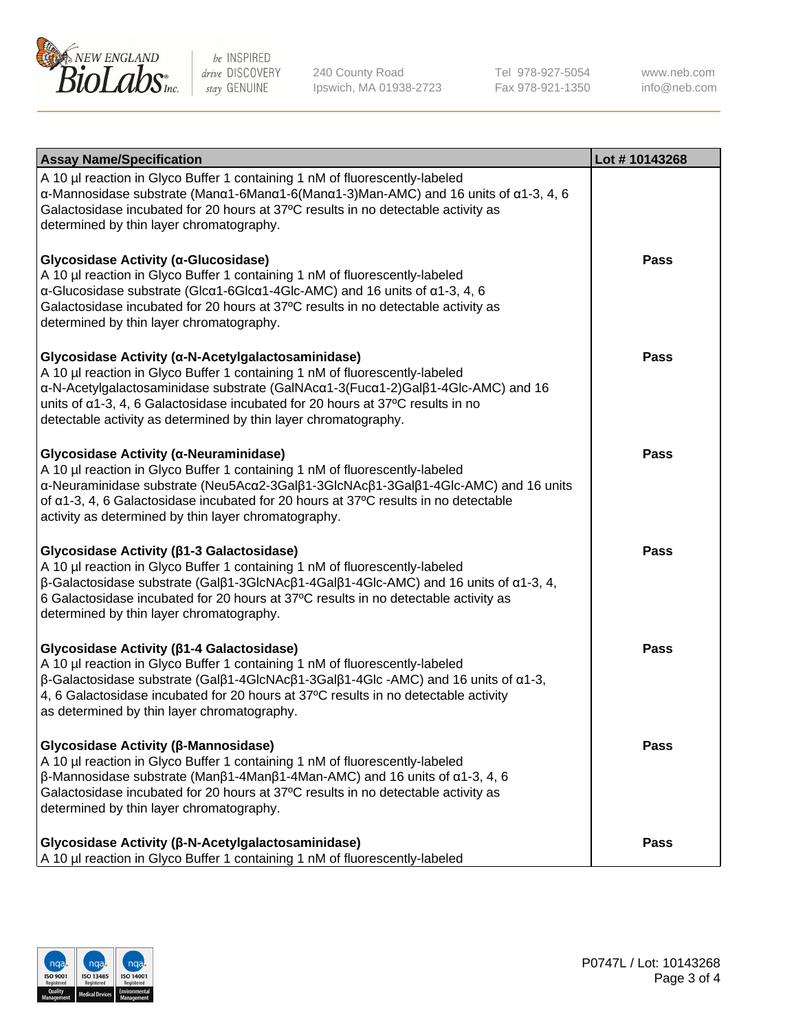| Assay Name/Specification | Lot # 10143268 |
|---|---|
| A 10 µl reaction in Glyco Buffer 1 containing 1 nM of fluorescently-labeled α-Mannosidase substrate (Manα1-6Manα1-6(Manα1-3)Man-AMC) and 16 units of α1-3, 4, 6 Galactosidase incubated for 20 hours at 37ºC results in no detectable activity as determined by thin layer chromatography. | |
| **Glycosidase Activity (α-Glucosidase)**<br>A 10 µl reaction in Glyco Buffer 1 containing 1 nM of fluorescently-labeled α-Glucosidase substrate (Glcα1-6Glcα1-4Glc-AMC) and 16 units of α1-3, 4, 6 Galactosidase incubated for 20 hours at 37ºC results in no detectable activity as determined by thin layer chromatography. | Pass |
| **Glycosidase Activity (α-N-Acetylgalactosaminidase)**<br>A 10 µl reaction in Glyco Buffer 1 containing 1 nM of fluorescently-labeled α-N-Acetylgalactosaminidase substrate (GalNAcα1-3(Fucα1-2)Galβ1-4Glc-AMC) and 16 units of α1-3, 4, 6 Galactosidase incubated for 20 hours at 37ºC results in no detectable activity as determined by thin layer chromatography. | Pass |
| **Glycosidase Activity (α-Neuraminidase)**<br>A 10 µl reaction in Glyco Buffer 1 containing 1 nM of fluorescently-labeled α-Neuraminidase substrate (Neu5Acα2-3Galβ1-3GlcNAcβ1-3Galβ1-4Glc-AMC) and 16 units of α1-3, 4, 6 Galactosidase incubated for 20 hours at 37ºC results in no detectable activity as determined by thin layer chromatography. | Pass |
| **Glycosidase Activity (β1-3 Galactosidase)**<br>A 10 µl reaction in Glyco Buffer 1 containing 1 nM of fluorescently-labeled β-Galactosidase substrate (Galβ1-3GlcNAcβ1-4Galβ1-4Glc-AMC) and 16 units of α1-3, 4, 6 Galactosidase incubated for 20 hours at 37ºC results in no detectable activity as determined by thin layer chromatography. | Pass |
| **Glycosidase Activity (β1-4 Galactosidase)**<br>A 10 µl reaction in Glyco Buffer 1 containing 1 nM of fluorescently-labeled β-Galactosidase substrate (Galβ1-4GlcNAcβ1-3Galβ1-4Glc -AMC) and 16 units of α1-3, 4, 6 Galactosidase incubated for 20 hours at 37ºC results in no detectable activity as determined by thin layer chromatography. | Pass |
| **Glycosidase Activity (β-Mannosidase)**<br>A 10 µl reaction in Glyco Buffer 1 containing 1 nM of fluorescently-labeled β-Mannosidase substrate (Manβ1-4Manβ1-4Man-AMC) and 16 units of α1-3, 4, 6 Galactosidase incubated for 20 hours at 37ºC results in no detectable activity as determined by thin layer chromatography. | Pass |
| **Glycosidase Activity (β-N-Acetylgalactosaminidase)**<br>A 10 µl reaction in Glyco Buffer 1 containing 1 nM of fluorescently-labeled | Pass |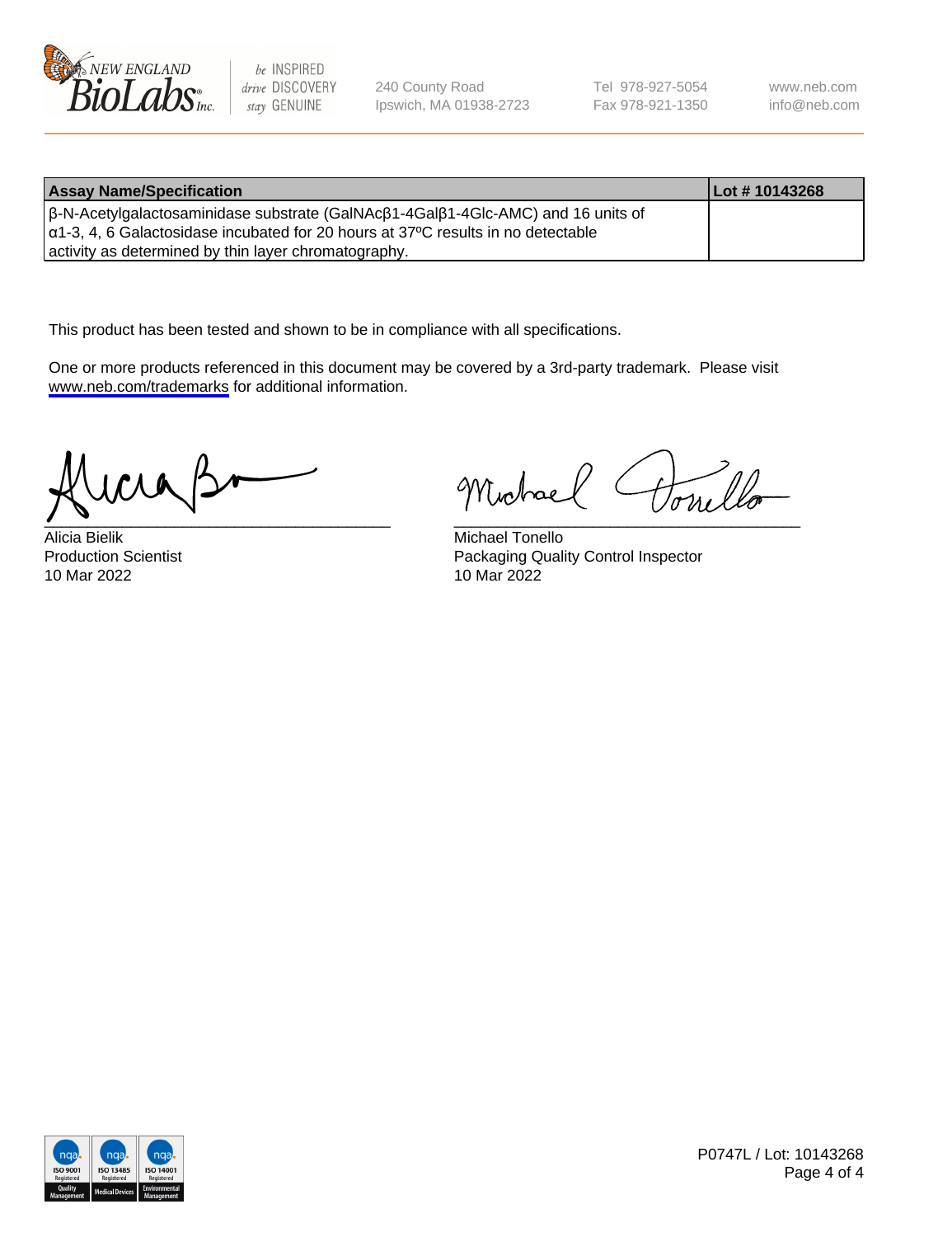| Assay Name/Specification | Lot # 10143268 |
| --- | --- |
| β-N-Acetylgalactosaminidase substrate (GalNAcβ1-4Galβ1-4Glc-AMC) and 16 units of α1-3, 4, 6 Galactosidase incubated for 20 hours at 37ºC results in no detectable activity as determined by thin layer chromatography. | |

This product has been tested and shown to be in compliance with all specifications.

One or more products referenced in this document may be covered by a 3rd-party trademark. Please visit www.neb.com/trademarks for additional information.

Alicia Bielik
Production Scientist
10 Mar 2022

Michael Tonello
Packaging Quality Control Inspector
10 Mar 2022

P0747L / Lot: 10143268